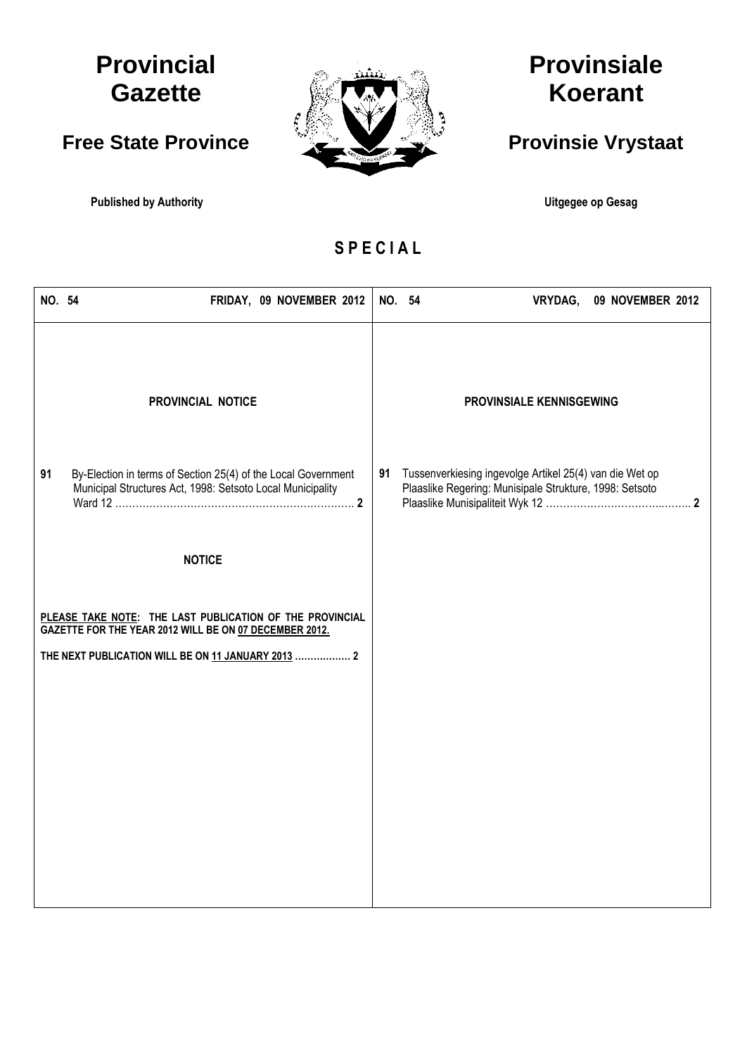# Provincial Gazette

## Free State Province

**Published by Authority**

# Provinsiale Koerant

## Provinsie Vrystaat

**Uitgegee op Gesag**

## SPECIAL

**NO. 54 FRIDAY, 09 NOVEMBER 2012**

### PROVINCIAL NOTICE

**91** By-Election in terms of Section 25(4) of the Local Government Municipal Structures Act, 1998: Setsoto Local Municipality Ward 12 ........ **2**

### NOTICE

**PLEASE TAKE NOTE: THE LAST PUBLICATION OF THE PROVINCIAL GAZETTE FOR THE YEAR 2012 WILL BE ON 07 DECEMBER 2012.**

**THE NEXT PUBLICATION WILL BE ON 11 JANUARY 2013 .................. 2**

**NO. 54 VRYDAG, 09 NOVEMBER 2012**

### PROVINSIALE KENNISGEWING

**91** Tussenverkiesing ingevolge Artikel 25(4) van die Wet op Plaaslike Regering: Munisipale Strukture, 1998: Setsoto Plaaslike Munisipaliteit Wyk 12 ........ **2**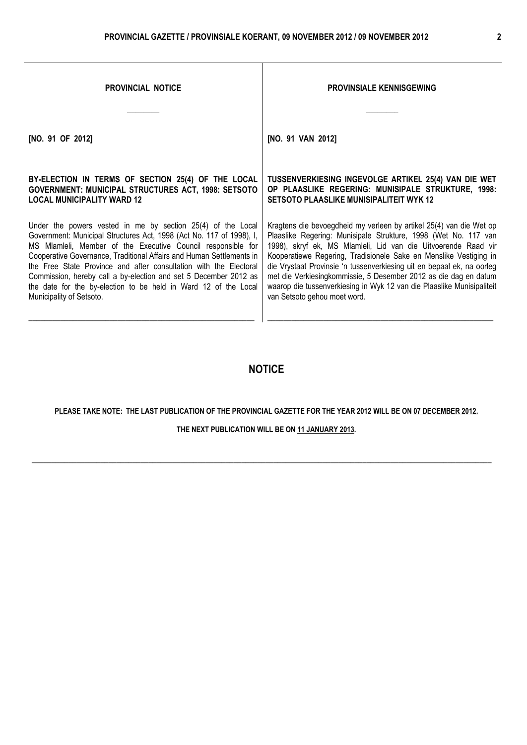## PROVINCIAL NOTICE

[NO. 91 OF 2012]

**BY-ELECTION IN TERMS OF SECTION 25(4) OF THE LOCAL GOVERNMENT: MUNICIPAL STRUCTURES ACT, 1998: SETSOTO LOCAL MUNICIPALITY WARD 12**

Under the powers vested in me by section 25(4) of the Local Government: Municipal Structures Act, 1998 (Act No. 117 of 1998), I, MS Mlamleli, Member of the Executive Council responsible for Cooperative Governance, Traditional Affairs and Human Settlements in the Free State Province and after consultation with the Electoral Commission, hereby call a by-election and set 5 December 2012 as the date for the by-election to be held in Ward 12 of the Local Municipality of Setsoto.

## PROVINSIALE KENNISGEWING

[NO. 91 VAN 2012]

**TUSSENVERKIESING INGEVOLGE ARTIKEL 25(4) VAN DIE WET OP PLAASLIKE REGERING: MUNISIPALE STRUKTURE, 1998: SETSOTO PLAASLIKE MUNISIPALITEIT WYK 12**

Kragtens die bevoegdheid my verleen by artikel 25(4) van die Wet op Plaaslike Regering: Munisipale Strukture, 1998 (Wet No. 117 van 1998), skryf ek, MS Mlamleli, Lid van die Uitvoerende Raad vir Kooperatiewe Regering, Tradisionele Sake en Menslike Vestiging in die Vrystaat Provinsie 'n tussenverkiesing uit en bepaal ek, na oorleg met die Verkiesingkommissie, 5 Desember 2012 as die dag en datum waarop die tussenverkiesing in Wyk 12 van die Plaaslike Munisipaliteit van Setsoto gehou moet word.

---

## NOTICE

**PLEASE TAKE NOTE: THE LAST PUBLICATION OF THE PROVINCIAL GAZETTE FOR THE YEAR 2012 WILL BE ON 07 DECEMBER 2012.**

**THE NEXT PUBLICATION WILL BE ON 11 JANUARY 2013.**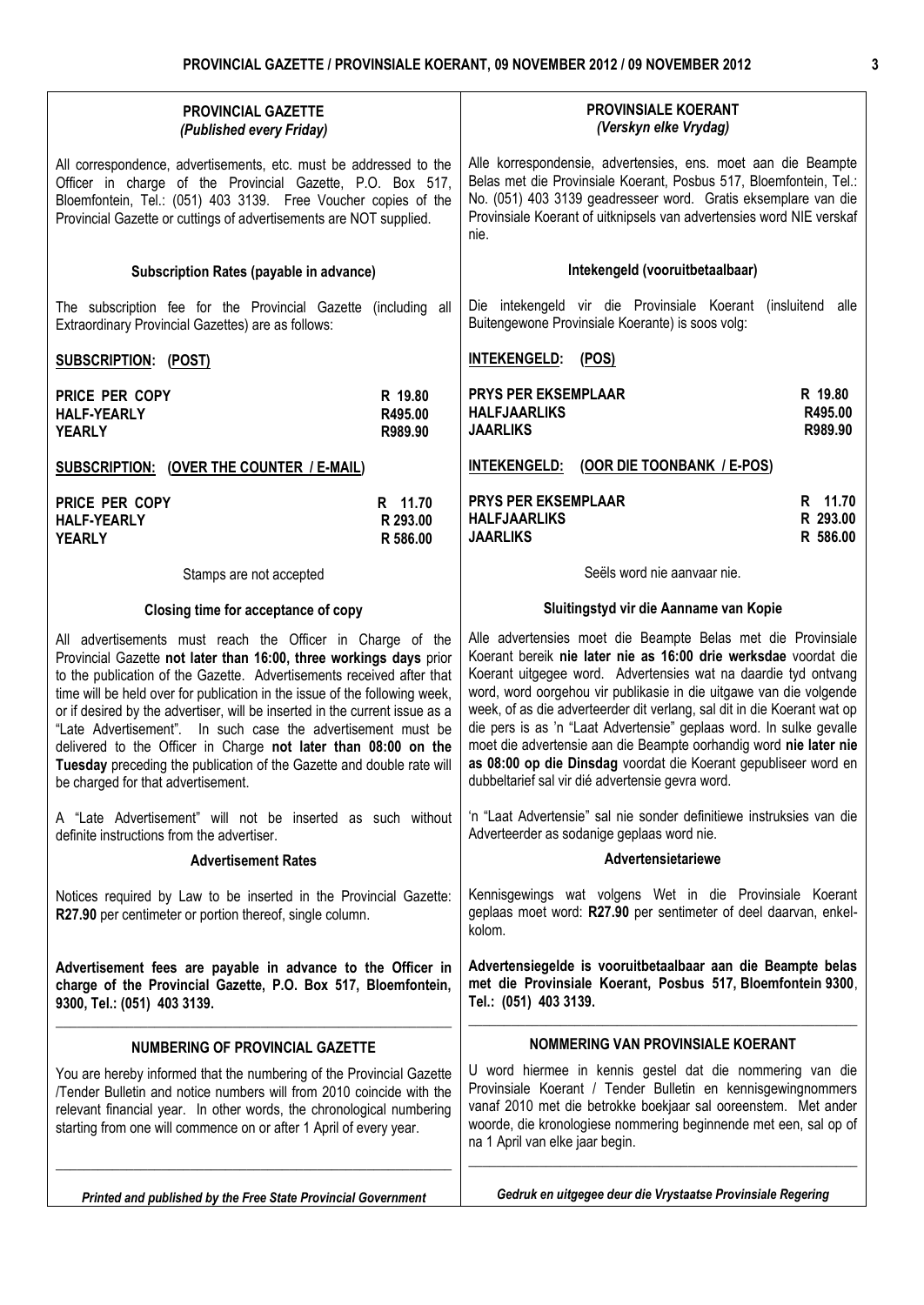## PROVINCIAL GAZETTE
*(Published every Friday)*

All correspondence, advertisements, etc. must be addressed to the Officer in charge of the Provincial Gazette, P.O. Box 517, Bloemfontein, Tel.: (051) 403 3139. Free Voucher copies of the Provincial Gazette or cuttings of advertisements are NOT supplied.

### Subscription Rates (payable in advance)

The subscription fee for the Provincial Gazette (including all Extraordinary Provincial Gazettes) are as follows:

**SUBSCRIPTION: (POST)**

| | |
|---|---|
| **PRICE PER COPY** | **R 19.80** |
| **HALF-YEARLY** | **R495.00** |
| **YEARLY** | **R989.90** |

**SUBSCRIPTION: (OVER THE COUNTER / E-MAIL)**

| | |
|---|---|
| **PRICE PER COPY** | **R 11.70** |
| **HALF-YEARLY** | **R 293.00** |
| **YEARLY** | **R 586.00** |

Stamps are not accepted

### Closing time for acceptance of copy

All advertisements must reach the Officer in Charge of the Provincial Gazette **not later than 16:00, three workings days** prior to the publication of the Gazette. Advertisements received after that time will be held over for publication in the issue of the following week, or if desired by the advertiser, will be inserted in the current issue as a "Late Advertisement". In such case the advertisement must be delivered to the Officer in Charge **not later than 08:00 on the Tuesday** preceding the publication of the Gazette and double rate will be charged for that advertisement.

A "Late Advertisement" will not be inserted as such without definite instructions from the advertiser.

### Advertisement Rates

Notices required by Law to be inserted in the Provincial Gazette: **R27.90** per centimeter or portion thereof, single column.

**Advertisement fees are payable in advance to the Officer in charge of the Provincial Gazette, P.O. Box 517, Bloemfontein, 9300, Tel.: (051) 403 3139.**

### NUMBERING OF PROVINCIAL GAZETTE

You are hereby informed that the numbering of the Provincial Gazette /Tender Bulletin and notice numbers will from 2010 coincide with the relevant financial year. In other words, the chronological numbering starting from one will commence on or after 1 April of every year.

***Printed and published by the Free State Provincial Government***

## PROVINSIALE KOERANT
*(Verskyn elke Vrydag)*

Alle korrespondensie, advertensies, ens. moet aan die Beampte Belas met die Provinsiale Koerant, Posbus 517, Bloemfontein, Tel.: No. (051) 403 3139 geadresseer word. Gratis eksemplare van die Provinsiale Koerant of uitknipsels van advertensies word NIE verskaf nie.

### Intekengeld (vooruitbetaalbaar)

Die intekengeld vir die Provinsiale Koerant (insluitend alle Buitengewone Provinsiale Koerante) is soos volg:

**INTEKENGELD: (POS)**

| | |
|---|---|
| **PRYS PER EKSEMPLAAR** | **R 19.80** |
| **HALFJAARLIKS** | **R495.00** |
| **JAARLIKS** | **R989.90** |

**INTEKENGELD: (OOR DIE TOONBANK / E-POS)**

| | |
|---|---|
| **PRYS PER EKSEMPLAAR** | **R 11.70** |
| **HALFJAARLIKS** | **R 293.00** |
| **JAARLIKS** | **R 586.00** |

Seëls word nie aanvaar nie.

### Sluitingstyd vir die Aanname van Kopie

Alle advertensies moet die Beampte Belas met die Provinsiale Koerant bereik **nie later nie as 16:00 drie werksdae** voordat die Koerant uitgegee word. Advertensies wat na daardie tyd ontvang word, word oorgehou vir publikasie in die uitgawe van die volgende week, of as die adverteerder dit verlang, sal dit in die Koerant wat op die pers is as 'n "Laat Advertensie" geplaas word. In sulke gevalle moet die advertensie aan die Beampte oorhandig word **nie later nie as 08:00 op die Dinsdag** voordat die Koerant gepubliseer word en dubbeltarief sal vir dié advertensie gevra word.

'n "Laat Advertensie" sal nie sonder definitiewe instruksies van die Adverteerder as sodanige geplaas word nie.

### Advertensietariewe

Kennisgewings wat volgens Wet in die Provinsiale Koerant geplaas moet word: **R27.90** per sentimeter of deel daarvan, enkel-kolom.

**Advertensiegelde is vooruitbetaalbaar aan die Beampte belas met die Provinsiale Koerant, Posbus 517, Bloemfontein 9300, Tel.: (051) 403 3139.**

### NOMMERING VAN PROVINSIALE KOERANT

U word hiermee in kennis gestel dat die nommering van die Provinsiale Koerant / Tender Bulletin en kennisgewingnommers vanaf 2010 met die betrokke boekjaar sal ooreenstem. Met ander woorde, die kronologiese nommering beginnende met een, sal op of na 1 April van elke jaar begin.

***Gedruk en uitgegee deur die Vrystaatse Provinsiale Regering***